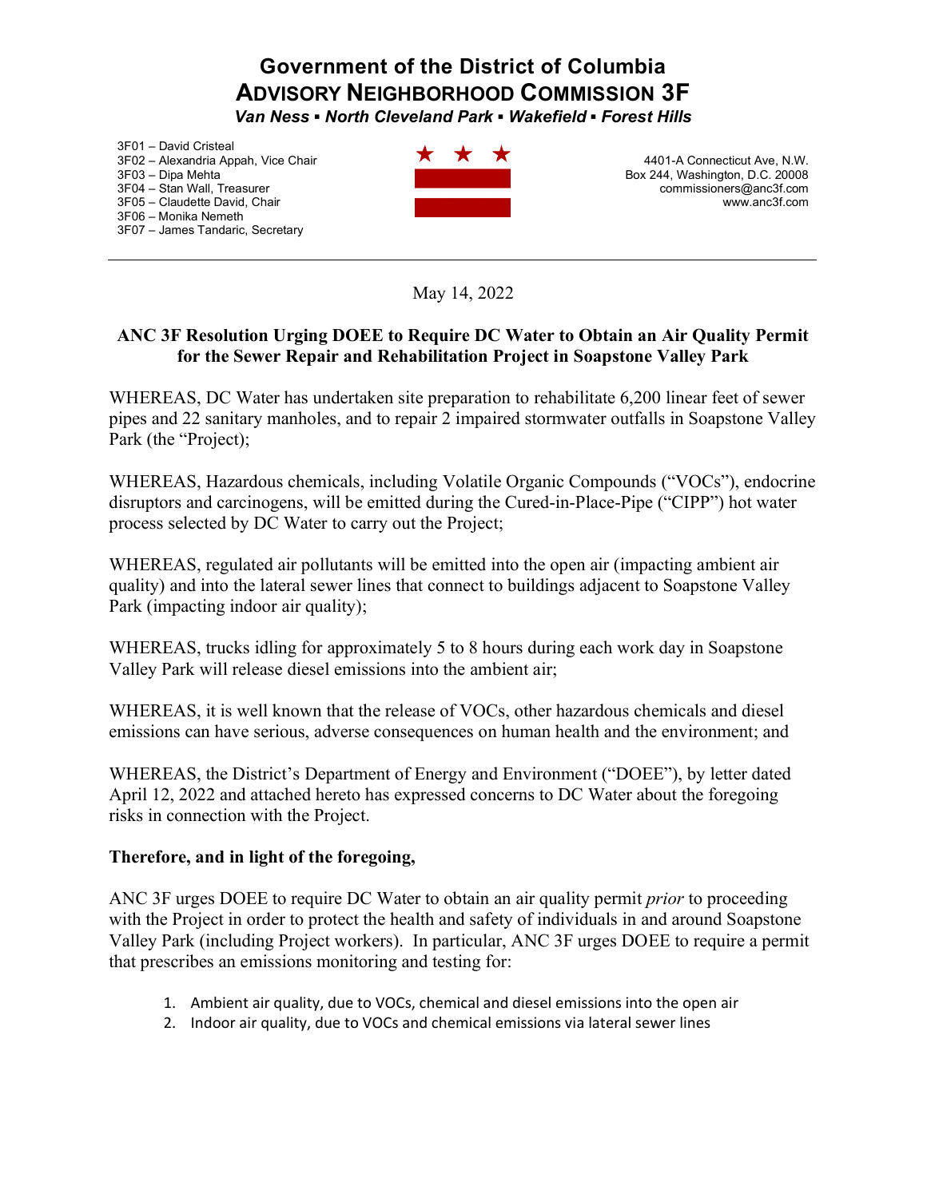# Government of the District of Columbia
## ADVISORY NEIGHBORHOOD COMMISSION 3F
***Van Ness ▪ North Cleveland Park ▪ Wakefield ▪ Forest Hills***

3F01 – David Cristeal
3F02 – Alexandria Appah, Vice Chair
3F03 – Dipa Mehta
3F04 – Stan Wall, Treasurer
3F05 – Claudette David, Chair
3F06 – Monika Nemeth
3F07 – James Tandaric, Secretary

4401-A Connecticut Ave, N.W.
Box 244, Washington, D.C. 20008
commissioners@anc3f.com
www.anc3f.com

---

May 14, 2022

**ANC 3F Resolution Urging DOEE to Require DC Water to Obtain an Air Quality Permit for the Sewer Repair and Rehabilitation Project in Soapstone Valley Park**

WHEREAS, DC Water has undertaken site preparation to rehabilitate 6,200 linear feet of sewer pipes and 22 sanitary manholes, and to repair 2 impaired stormwater outfalls in Soapstone Valley Park (the "Project);

WHEREAS, Hazardous chemicals, including Volatile Organic Compounds ("VOCs"), endocrine disruptors and carcinogens, will be emitted during the Cured-in-Place-Pipe ("CIPP") hot water process selected by DC Water to carry out the Project;

WHEREAS, regulated air pollutants will be emitted into the open air (impacting ambient air quality) and into the lateral sewer lines that connect to buildings adjacent to Soapstone Valley Park (impacting indoor air quality);

WHEREAS, trucks idling for approximately 5 to 8 hours during each work day in Soapstone Valley Park will release diesel emissions into the ambient air;

WHEREAS, it is well known that the release of VOCs, other hazardous chemicals and diesel emissions can have serious, adverse consequences on human health and the environment; and

WHEREAS, the District's Department of Energy and Environment ("DOEE"), by letter dated April 12, 2022 and attached hereto has expressed concerns to DC Water about the foregoing risks in connection with the Project.

**Therefore, and in light of the foregoing,**

ANC 3F urges DOEE to require DC Water to obtain an air quality permit *prior* to proceeding with the Project in order to protect the health and safety of individuals in and around Soapstone Valley Park (including Project workers). In particular, ANC 3F urges DOEE to require a permit that prescribes an emissions monitoring and testing for:

1. Ambient air quality, due to VOCs, chemical and diesel emissions into the open air
2. Indoor air quality, due to VOCs and chemical emissions via lateral sewer lines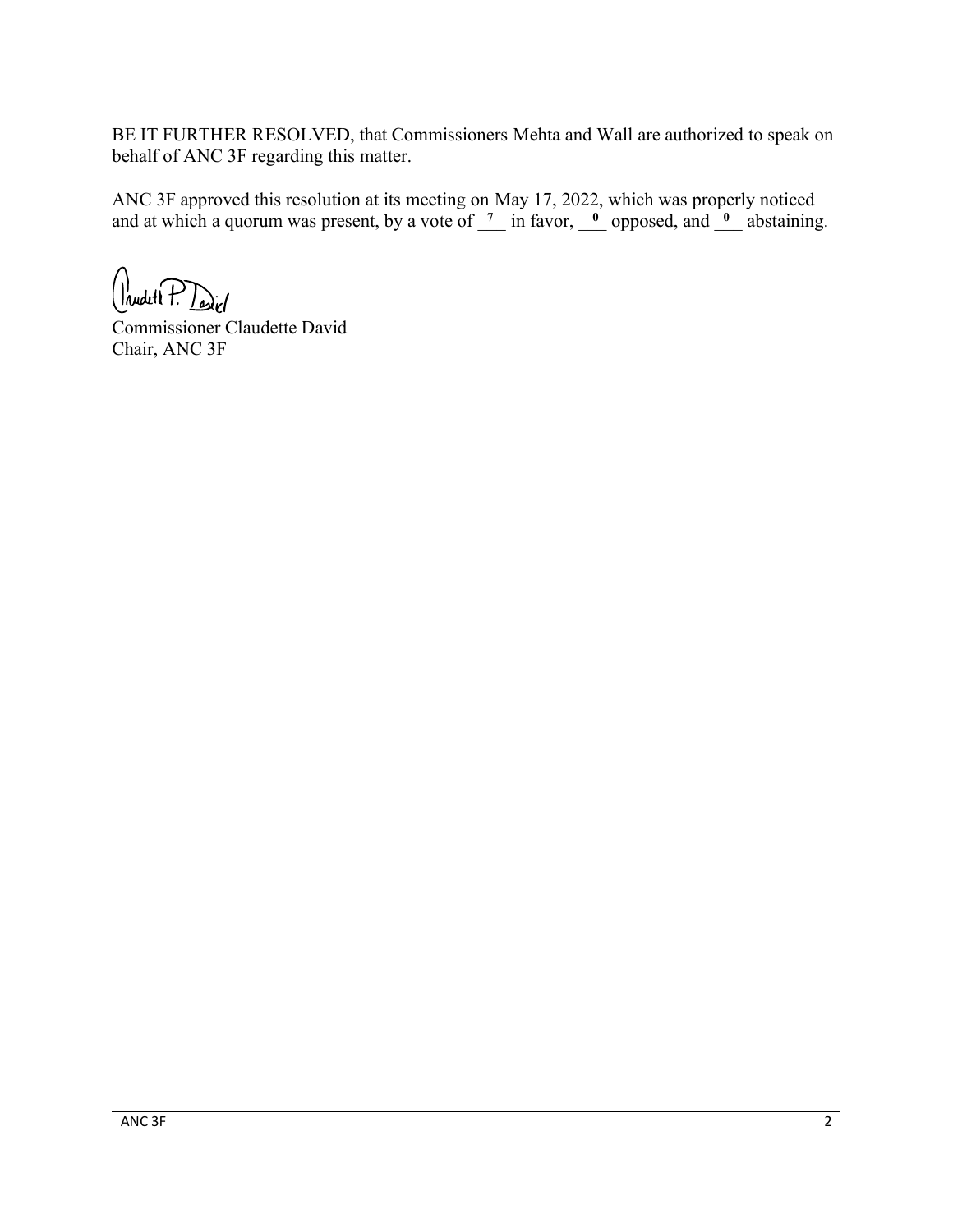BE IT FURTHER RESOLVED, that Commissioners Mehta and Wall are authorized to speak on behalf of ANC 3F regarding this matter.

ANC 3F approved this resolution at its meeting on May 17, 2022, which was properly noticed and at which a quorum was present, by a vote of 7 in favor, 0 opposed, and 0 abstaining.

Commissioner Claudette David
Chair, ANC 3F